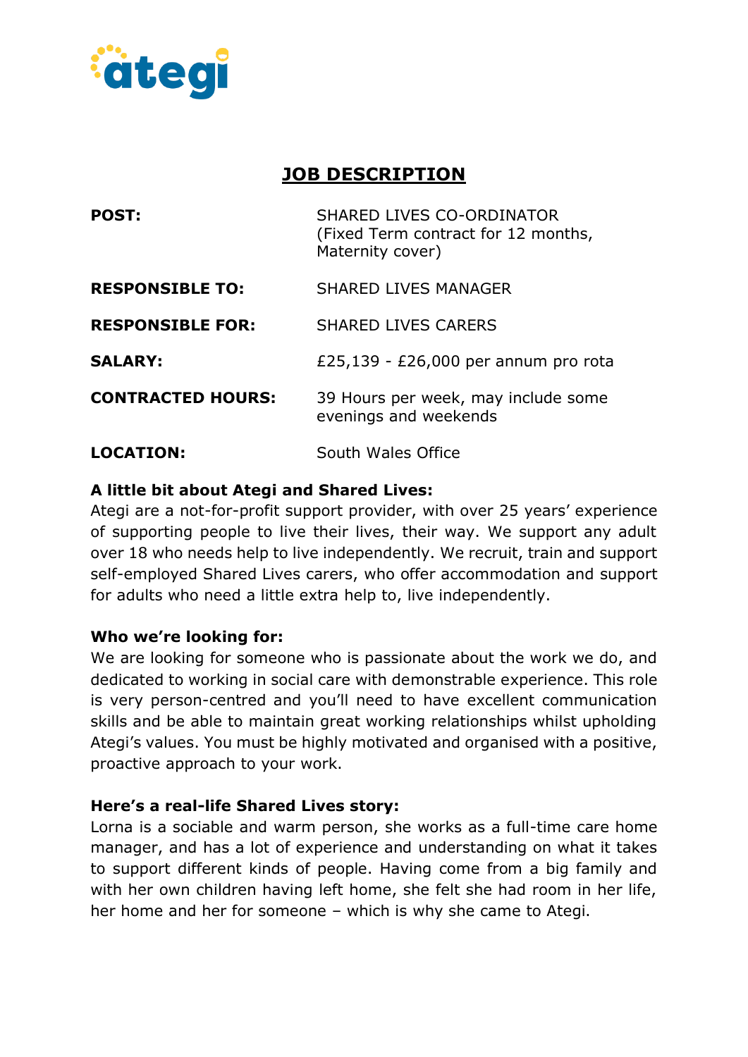ategi

# JOB DESCRIPTION

| | |
|---|---|
| **POST:** | SHARED LIVES CO-ORDINATOR (Fixed Term contract for 12 months, Maternity cover) |
| **RESPONSIBLE TO:** | SHARED LIVES MANAGER |
| **RESPONSIBLE FOR:** | SHARED LIVES CARERS |
| **SALARY:** | £25,139 - £26,000 per annum pro rota |
| **CONTRACTED HOURS:** | 39 Hours per week, may include some evenings and weekends |
| **LOCATION:** | South Wales Office |

**A little bit about Ategi and Shared Lives:**
Ategi are a not-for-profit support provider, with over 25 years' experience of supporting people to live their lives, their way. We support any adult over 18 who needs help to live independently. We recruit, train and support self-employed Shared Lives carers, who offer accommodation and support for adults who need a little extra help to, live independently.

**Who we're looking for:**
We are looking for someone who is passionate about the work we do, and dedicated to working in social care with demonstrable experience. This role is very person-centred and you'll need to have excellent communication skills and be able to maintain great working relationships whilst upholding Ategi's values. You must be highly motivated and organised with a positive, proactive approach to your work.

**Here's a real-life Shared Lives story:**
Lorna is a sociable and warm person, she works as a full-time care home manager, and has a lot of experience and understanding on what it takes to support different kinds of people. Having come from a big family and with her own children having left home, she felt she had room in her life, her home and her for someone – which is why she came to Ategi.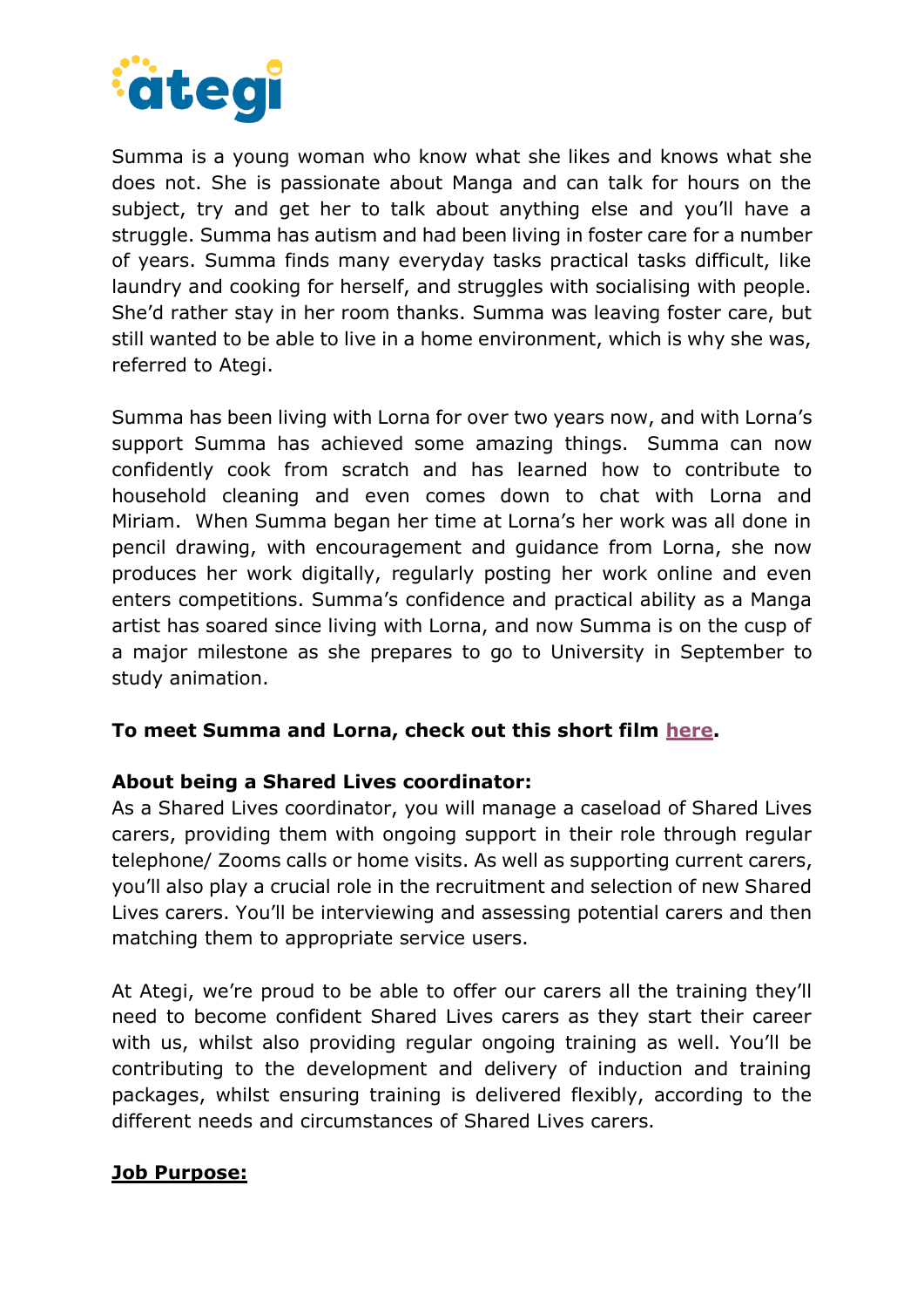Summa is a young woman who know what she likes and knows what she does not. She is passionate about Manga and can talk for hours on the subject, try and get her to talk about anything else and you'll have a struggle. Summa has autism and had been living in foster care for a number of years. Summa finds many everyday tasks practical tasks difficult, like laundry and cooking for herself, and struggles with socialising with people. She'd rather stay in her room thanks. Summa was leaving foster care, but still wanted to be able to live in a home environment, which is why she was, referred to Ategi.

Summa has been living with Lorna for over two years now, and with Lorna's support Summa has achieved some amazing things. Summa can now confidently cook from scratch and has learned how to contribute to household cleaning and even comes down to chat with Lorna and Miriam. When Summa began her time at Lorna's her work was all done in pencil drawing, with encouragement and guidance from Lorna, she now produces her work digitally, regularly posting her work online and even enters competitions. Summa's confidence and practical ability as a Manga artist has soared since living with Lorna, and now Summa is on the cusp of a major milestone as she prepares to go to University in September to study animation.

**To meet Summa and Lorna, check out this short film here.**

**About being a Shared Lives coordinator:**
As a Shared Lives coordinator, you will manage a caseload of Shared Lives carers, providing them with ongoing support in their role through regular telephone/ Zooms calls or home visits. As well as supporting current carers, you'll also play a crucial role in the recruitment and selection of new Shared Lives carers. You'll be interviewing and assessing potential carers and then matching them to appropriate service users.

At Ategi, we're proud to be able to offer our carers all the training they'll need to become confident Shared Lives carers as they start their career with us, whilst also providing regular ongoing training as well. You'll be contributing to the development and delivery of induction and training packages, whilst ensuring training is delivered flexibly, according to the different needs and circumstances of Shared Lives carers.

**Job Purpose:**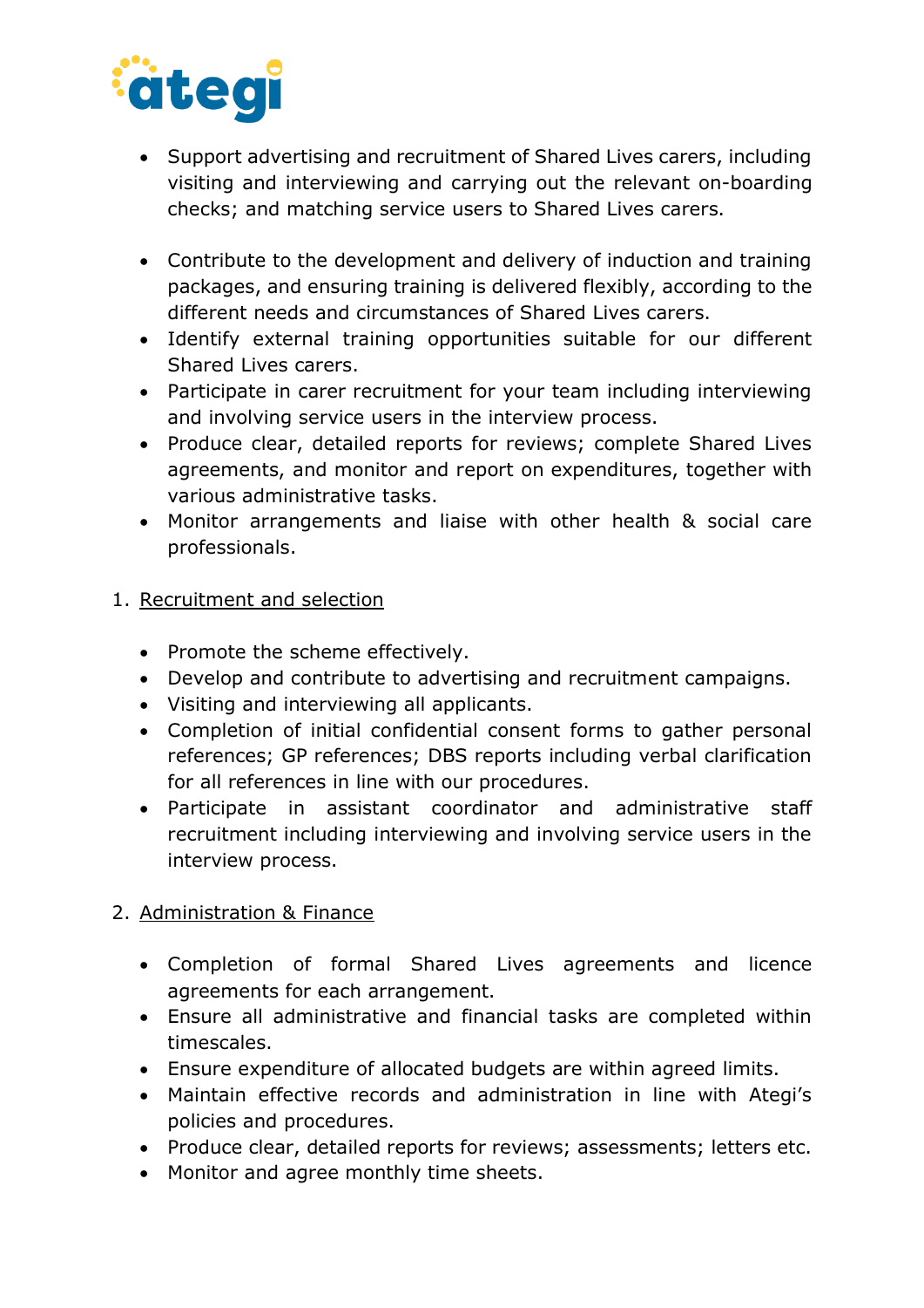- Support advertising and recruitment of Shared Lives carers, including visiting and interviewing and carrying out the relevant on-boarding checks; and matching service users to Shared Lives carers.

- Contribute to the development and delivery of induction and training packages, and ensuring training is delivered flexibly, according to the different needs and circumstances of Shared Lives carers.
- Identify external training opportunities suitable for our different Shared Lives carers.
- Participate in carer recruitment for your team including interviewing and involving service users in the interview process.
- Produce clear, detailed reports for reviews; complete Shared Lives agreements, and monitor and report on expenditures, together with various administrative tasks.
- Monitor arrangements and liaise with other health & social care professionals.

1. <u>Recruitment and selection</u>

   - Promote the scheme effectively.
   - Develop and contribute to advertising and recruitment campaigns.
   - Visiting and interviewing all applicants.
   - Completion of initial confidential consent forms to gather personal references; GP references; DBS reports including verbal clarification for all references in line with our procedures.
   - Participate in assistant coordinator and administrative staff recruitment including interviewing and involving service users in the interview process.

2. <u>Administration & Finance</u>

   - Completion of formal Shared Lives agreements and licence agreements for each arrangement.
   - Ensure all administrative and financial tasks are completed within timescales.
   - Ensure expenditure of allocated budgets are within agreed limits.
   - Maintain effective records and administration in line with Ategi's policies and procedures.
   - Produce clear, detailed reports for reviews; assessments; letters etc.
   - Monitor and agree monthly time sheets.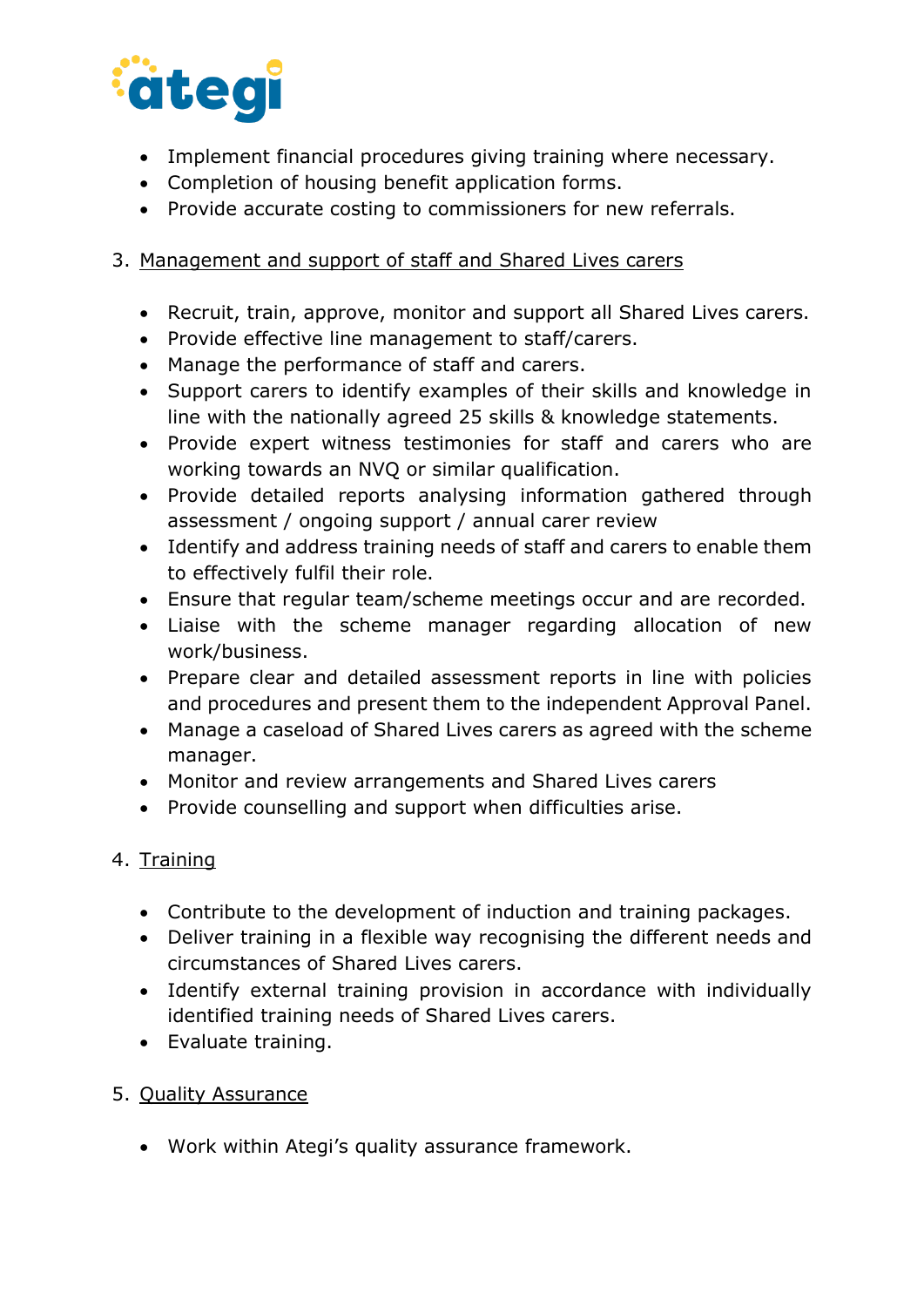- Implement financial procedures giving training where necessary.
- Completion of housing benefit application forms.
- Provide accurate costing to commissioners for new referrals.

3. Management and support of staff and Shared Lives carers

- Recruit, train, approve, monitor and support all Shared Lives carers.
- Provide effective line management to staff/carers.
- Manage the performance of staff and carers.
- Support carers to identify examples of their skills and knowledge in line with the nationally agreed 25 skills & knowledge statements.
- Provide expert witness testimonies for staff and carers who are working towards an NVQ or similar qualification.
- Provide detailed reports analysing information gathered through assessment / ongoing support / annual carer review
- Identify and address training needs of staff and carers to enable them to effectively fulfil their role.
- Ensure that regular team/scheme meetings occur and are recorded.
- Liaise with the scheme manager regarding allocation of new work/business.
- Prepare clear and detailed assessment reports in line with policies and procedures and present them to the independent Approval Panel.
- Manage a caseload of Shared Lives carers as agreed with the scheme manager.
- Monitor and review arrangements and Shared Lives carers
- Provide counselling and support when difficulties arise.

4. Training

- Contribute to the development of induction and training packages.
- Deliver training in a flexible way recognising the different needs and circumstances of Shared Lives carers.
- Identify external training provision in accordance with individually identified training needs of Shared Lives carers.
- Evaluate training.

5. Quality Assurance

- Work within Ategi's quality assurance framework.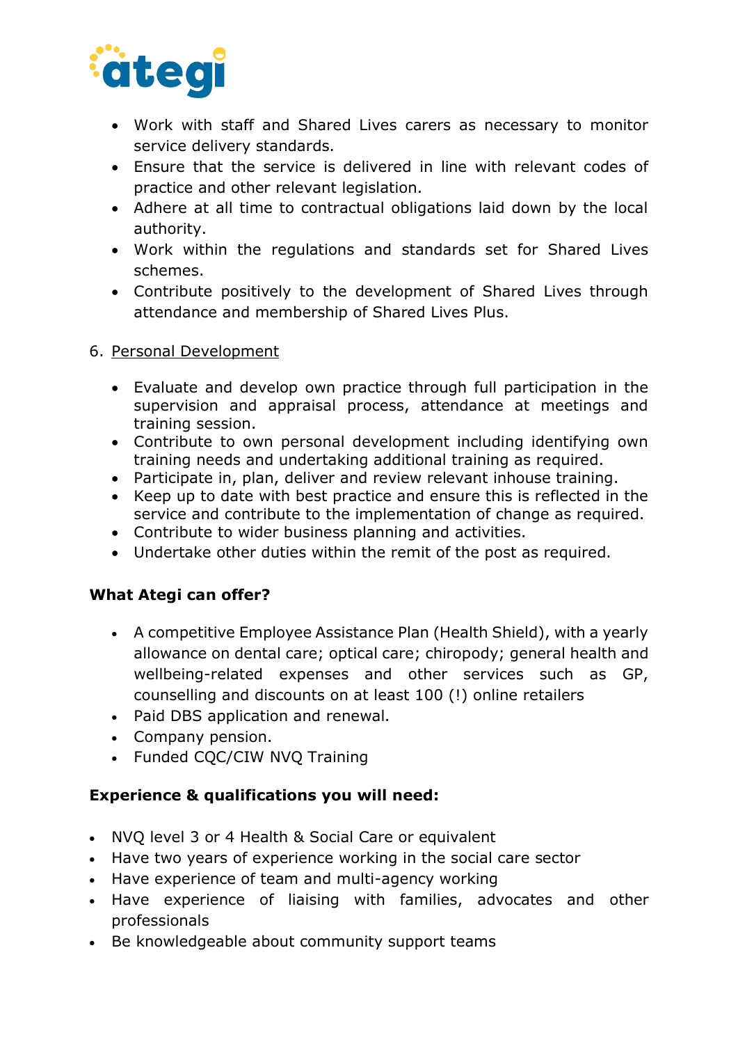- Work with staff and Shared Lives carers as necessary to monitor service delivery standards.
- Ensure that the service is delivered in line with relevant codes of practice and other relevant legislation.
- Adhere at all time to contractual obligations laid down by the local authority.
- Work within the regulations and standards set for Shared Lives schemes.
- Contribute positively to the development of Shared Lives through attendance and membership of Shared Lives Plus.

6. Personal Development

- Evaluate and develop own practice through full participation in the supervision and appraisal process, attendance at meetings and training session.
- Contribute to own personal development including identifying own training needs and undertaking additional training as required.
- Participate in, plan, deliver and review relevant inhouse training.
- Keep up to date with best practice and ensure this is reflected in the service and contribute to the implementation of change as required.
- Contribute to wider business planning and activities.
- Undertake other duties within the remit of the post as required.

**What Ategi can offer?**

- A competitive Employee Assistance Plan (Health Shield), with a yearly allowance on dental care; optical care; chiropody; general health and wellbeing-related expenses and other services such as GP, counselling and discounts on at least 100 (!) online retailers
- Paid DBS application and renewal.
- Company pension.
- Funded CQC/CIW NVQ Training

**Experience & qualifications you will need:**

- NVQ level 3 or 4 Health & Social Care or equivalent
- Have two years of experience working in the social care sector
- Have experience of team and multi-agency working
- Have experience of liaising with families, advocates and other professionals
- Be knowledgeable about community support teams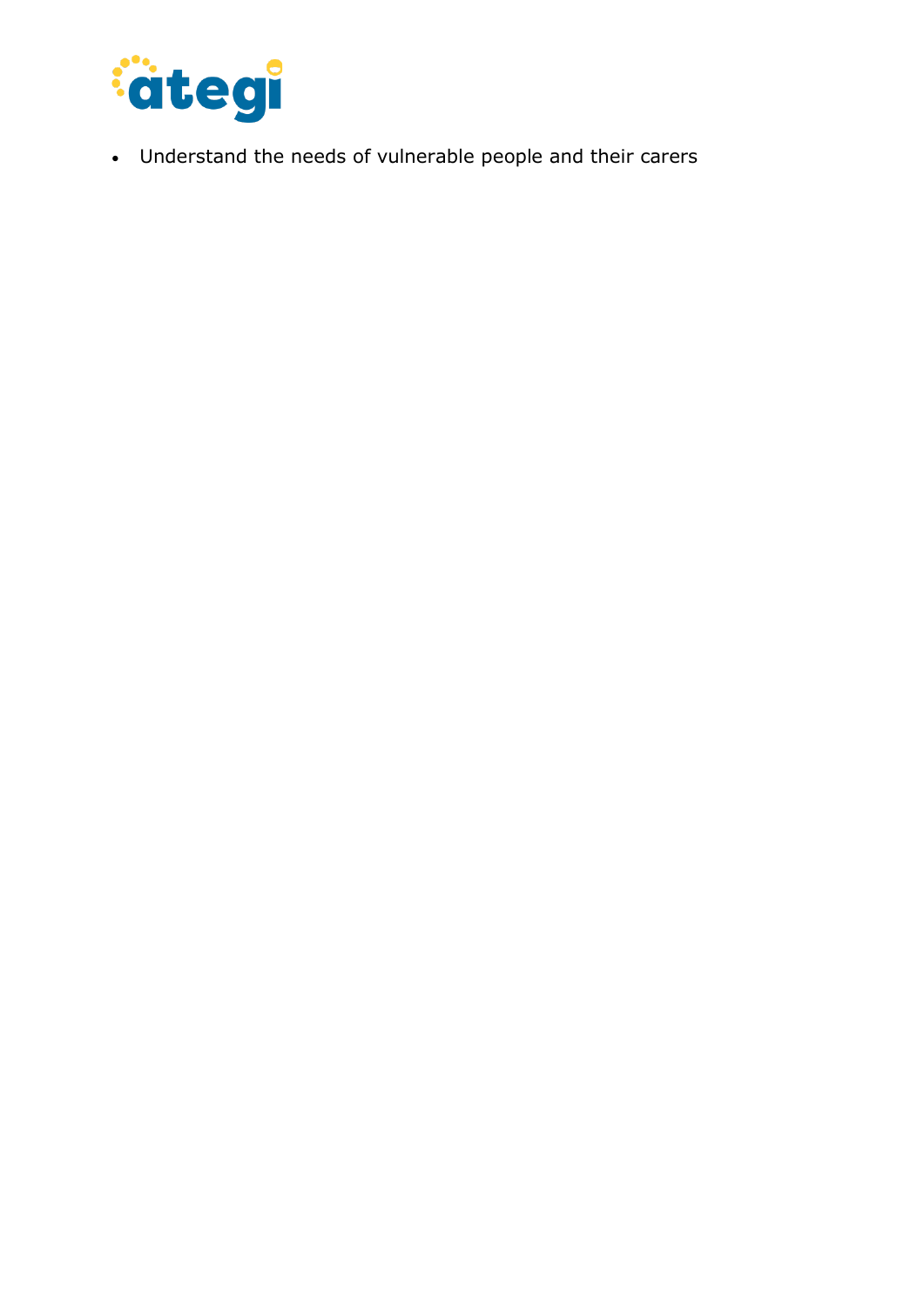- Understand the needs of vulnerable people and their carers